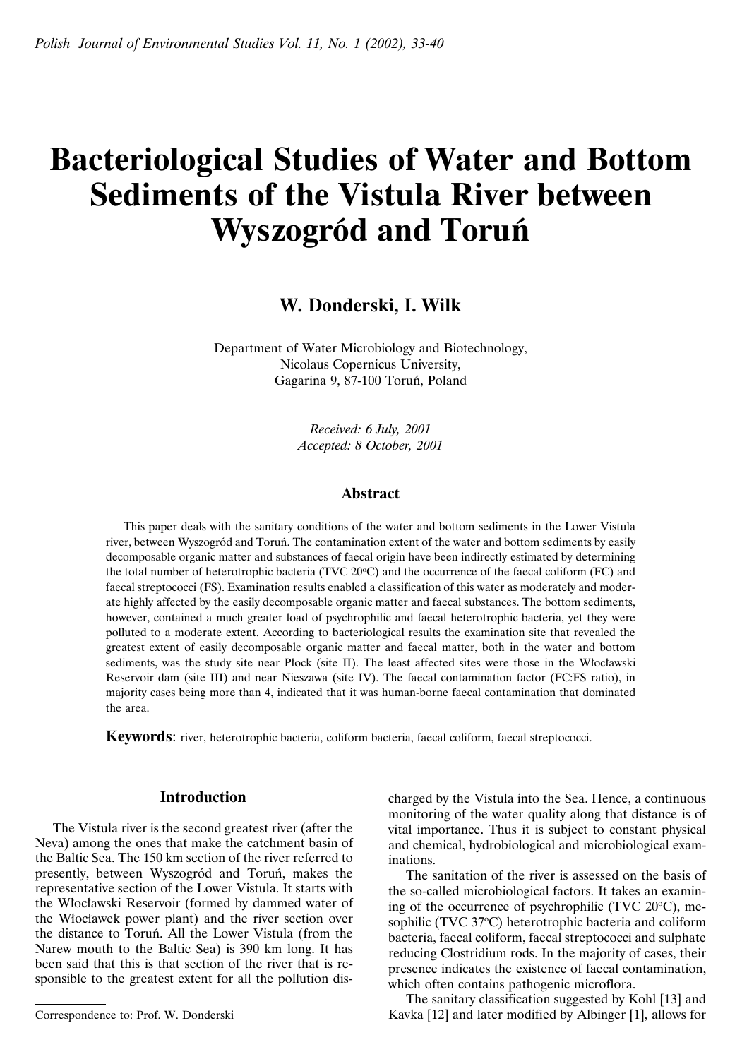# Bacteriological Studies of Water and Bottom Sediments of the Vistula River between Wyszogród and Toruń

**W. Donderski, I. Wilk**

Department of Water Microbiology and Biotechnology,
Nicolaus Copernicus University,
Gagarina 9, 87-100 Toruń, Poland

*Received: 6 July, 2001*
*Accepted: 8 October, 2001*

## Abstract

This paper deals with the sanitary conditions of the water and bottom sediments in the Lower Vistula river, between Wyszogród and Toruń. The contamination extent of the water and bottom sediments by easily decomposable organic matter and substances of faecal origin have been indirectly estimated by determining the total number of heterotrophic bacteria (TVC 20°C) and the occurrence of the faecal coliform (FC) and faecal streptococci (FS). Examination results enabled a classification of this water as moderately and moderate highly affected by the easily decomposable organic matter and faecal substances. The bottom sediments, however, contained a much greater load of psychrophilic and faecal heterotrophic bacteria, yet they were polluted to a moderate extent. According to bacteriological results the examination site that revealed the greatest extent of easily decomposable organic matter and faecal matter, both in the water and bottom sediments, was the study site near Płock (site II). The least affected sites were those in the Włocławski Reservoir dam (site III) and near Nieszawa (site IV). The faecal contamination factor (FC:FS ratio), in majority cases being more than 4, indicated that it was human-borne faecal contamination that dominated the area.

**Keywords**: river, heterotrophic bacteria, coliform bacteria, faecal coliform, faecal streptococci.

## Introduction

The Vistula river is the second greatest river (after the Neva) among the ones that make the catchment basin of the Baltic Sea. The 150 km section of the river referred to presently, between Wyszogród and Toruń, makes the representative section of the Lower Vistula. It starts with the Włocławski Reservoir (formed by dammed water of the Włocławek power plant) and the river section over the distance to Toruń. All the Lower Vistula (from the Narew mouth to the Baltic Sea) is 390 km long. It has been said that this is that section of the river that is responsible to the greatest extent for all the pollution discharged by the Vistula into the Sea. Hence, a continuous monitoring of the water quality along that distance is of vital importance. Thus it is subject to constant physical and chemical, hydrobiological and microbiological examinations.

The sanitation of the river is assessed on the basis of the so-called microbiological factors. It takes an examining of the occurrence of psychrophilic (TVC 20°C), mesophilic (TVC 37°C) heterotrophic bacteria and coliform bacteria, faecal coliform, faecal streptococci and sulphate reducing Clostridium rods. In the majority of cases, their presence indicates the existence of faecal contamination, which often contains pathogenic microflora.

The sanitary classification suggested by Kohl [13] and Kavka [12] and later modified by Albinger [1], allows for

Correspondence to: Prof. W. Donderski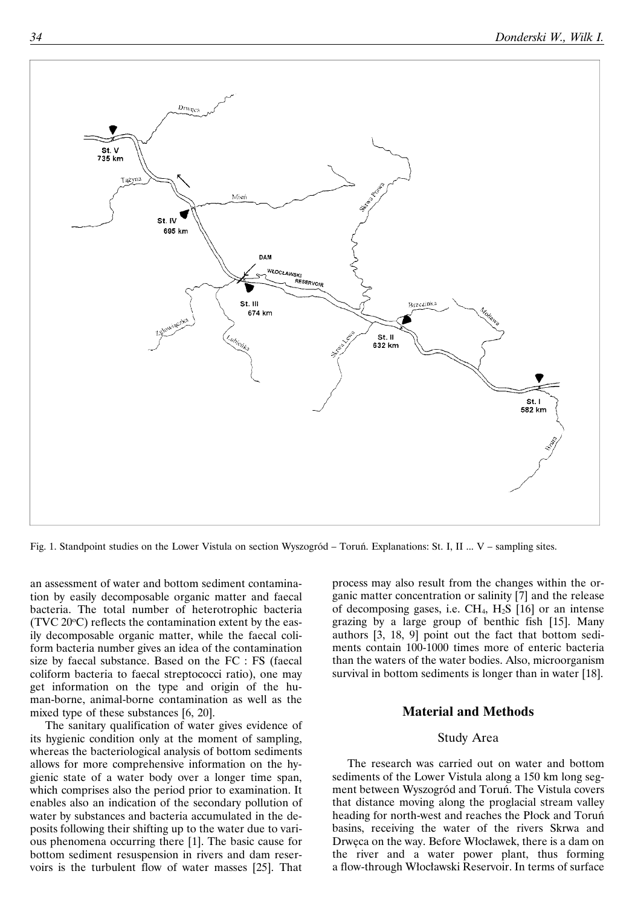Fig. 1. Standpoint studies on the Lower Vistula on section Wyszogród – Toruń. Explanations: St. I, II ... V – sampling sites.

an assessment of water and bottom sediment contamination by easily decomposable organic matter and faecal bacteria. The total number of heterotrophic bacteria (TVC 20°C) reflects the contamination extent by the easily decomposable organic matter, while the faecal coliform bacteria number gives an idea of the contamination size by faecal substance. Based on the FC : FS (faecal coliform bacteria to faecal streptococci ratio), one may get information on the type and origin of the human-borne, animal-borne contamination as well as the mixed type of these substances [6, 20].

The sanitary qualification of water gives evidence of its hygienic condition only at the moment of sampling, whereas the bacteriological analysis of bottom sediments allows for more comprehensive information on the hygienic state of a water body over a longer time span, which comprises also the period prior to examination. It enables also an indication of the secondary pollution of water by substances and bacteria accumulated in the deposits following their shifting up to the water due to various phenomena occurring there [1]. The basic cause for bottom sediment resuspension in rivers and dam reservoirs is the turbulent flow of water masses [25]. That process may also result from the changes within the organic matter concentration or salinity [7] and the release of decomposing gases, i.e. $CH_4$, $H_2S$ [16] or an intense grazing by a large group of benthic fish [15]. Many authors [3, 18, 9] point out the fact that bottom sediments contain 100-1000 times more of enteric bacteria than the waters of the water bodies. Also, microorganism survival in bottom sediments is longer than in water [18].

## Material and Methods

### Study Area

The research was carried out on water and bottom sediments of the Lower Vistula along a 150 km long segment between Wyszogród and Toruń. The Vistula covers that distance moving along the proglacial stream valley heading for north-west and reaches the Płock and Toruń basins, receiving the water of the rivers Skrwa and Drwęca on the way. Before Włocławek, there is a dam on the river and a water power plant, thus forming a flow-through Włocławski Reservoir. In terms of surface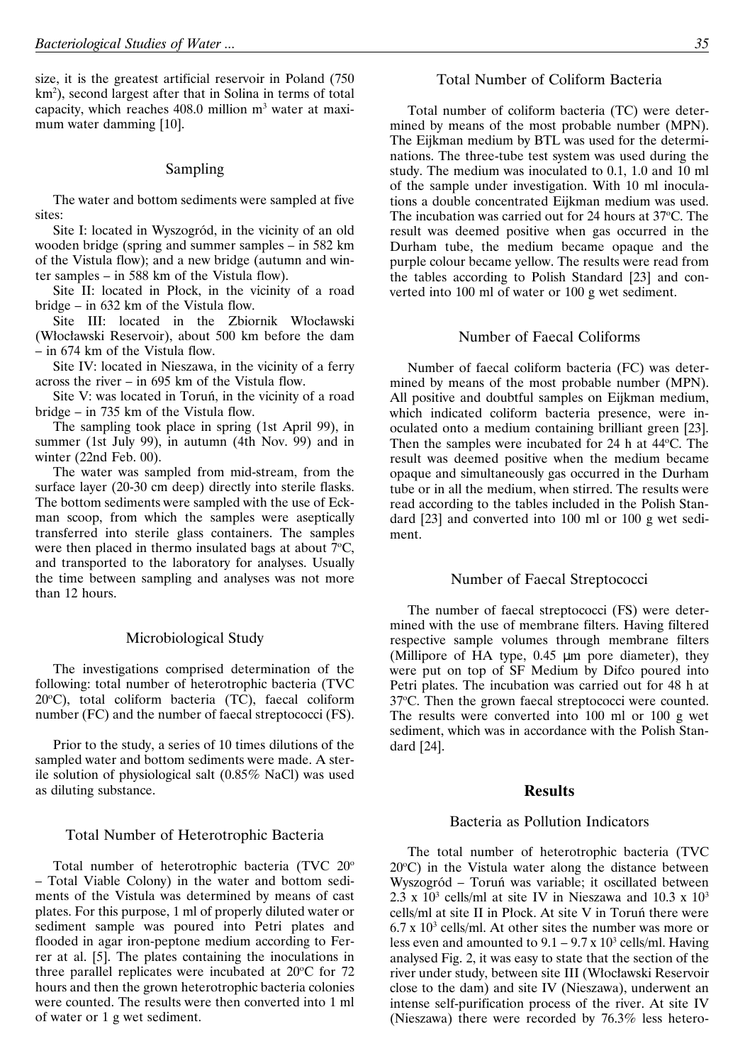size, it is the greatest artificial reservoir in Poland (750 km$^2$), second largest after that in Solina in terms of total capacity, which reaches 408.0 million m$^3$ water at maximum water damming [10].

## Sampling

The water and bottom sediments were sampled at five sites:

Site I: located in Wyszogród, in the vicinity of an old wooden bridge (spring and summer samples – in 582 km of the Vistula flow); and a new bridge (autumn and winter samples – in 588 km of the Vistula flow).

Site II: located in Płock, in the vicinity of a road bridge – in 632 km of the Vistula flow.

Site III: located in the Zbiornik Włocławski (Włocławski Reservoir), about 500 km before the dam – in 674 km of the Vistula flow.

Site IV: located in Nieszawa, in the vicinity of a ferry across the river – in 695 km of the Vistula flow.

Site V: was located in Toruń, in the vicinity of a road bridge – in 735 km of the Vistula flow.

The sampling took place in spring (1st April 99), in summer (1st July 99), in autumn (4th Nov. 99) and in winter (22nd Feb. 00).

The water was sampled from mid-stream, from the surface layer (20-30 cm deep) directly into sterile flasks. The bottom sediments were sampled with the use of Eckman scoop, from which the samples were aseptically transferred into sterile glass containers. The samples were then placed in thermo insulated bags at about 7$^o$C, and transported to the laboratory for analyses. Usually the time between sampling and analyses was not more than 12 hours.

## Microbiological Study

The investigations comprised determination of the following: total number of heterotrophic bacteria (TVC 20$^o$C), total coliform bacteria (TC), faecal coliform number (FC) and the number of faecal streptococci (FS).

Prior to the study, a series of 10 times dilutions of the sampled water and bottom sediments were made. A sterile solution of physiological salt (0.85% NaCl) was used as diluting substance.

## Total Number of Heterotrophic Bacteria

Total number of heterotrophic bacteria (TVC 20$^o$ – Total Viable Colony) in the water and bottom sediments of the Vistula was determined by means of cast plates. For this purpose, 1 ml of properly diluted water or sediment sample was poured into Petri plates and flooded in agar iron-peptone medium according to Ferrer at al. [5]. The plates containing the inoculations in three parallel replicates were incubated at 20$^o$C for 72 hours and then the grown heterotrophic bacteria colonies were counted. The results were then converted into 1 ml of water or 1 g wet sediment.

## Total Number of Coliform Bacteria

Total number of coliform bacteria (TC) were determined by means of the most probable number (MPN). The Eijkman medium by BTL was used for the determinations. The three-tube test system was used during the study. The medium was inoculated to 0.1, 1.0 and 10 ml of the sample under investigation. With 10 ml inoculations a double concentrated Eijkman medium was used. The incubation was carried out for 24 hours at 37$^o$C. The result was deemed positive when gas occurred in the Durham tube, the medium became opaque and the purple colour became yellow. The results were read from the tables according to Polish Standard [23] and converted into 100 ml of water or 100 g wet sediment.

## Number of Faecal Coliforms

Number of faecal coliform bacteria (FC) was determined by means of the most probable number (MPN). All positive and doubtful samples on Eijkman medium, which indicated coliform bacteria presence, were inoculated onto a medium containing brilliant green [23]. Then the samples were incubated for 24 h at 44$^o$C. The result was deemed positive when the medium became opaque and simultaneously gas occurred in the Durham tube or in all the medium, when stirred. The results were read according to the tables included in the Polish Standard [23] and converted into 100 ml or 100 g wet sediment.

## Number of Faecal Streptococci

The number of faecal streptococci (FS) were determined with the use of membrane filters. Having filtered respective sample volumes through membrane filters (Millipore of HA type, 0.45 μm pore diameter), they were put on top of SF Medium by Difco poured into Petri plates. The incubation was carried out for 48 h at 37$^o$C. Then the grown faecal streptococci were counted. The results were converted into 100 ml or 100 g wet sediment, which was in accordance with the Polish Standard [24].

# Results

## Bacteria as Pollution Indicators

The total number of heterotrophic bacteria (TVC 20$^o$C) in the Vistula water along the distance between Wyszogród – Toruń was variable; it oscillated between 2.3 x 10$^3$ cells/ml at site IV in Nieszawa and 10.3 x 10$^3$ cells/ml at site II in Płock. At site V in Toruń there were 6.7 x 10$^3$ cells/ml. At other sites the number was more or less even and amounted to 9.1 – 9.7 x 10$^3$ cells/ml. Having analysed Fig. 2, it was easy to state that the section of the river under study, between site III (Włocławski Reservoir close to the dam) and site IV (Nieszawa), underwent an intense self-purification process of the river. At site IV (Nieszawa) there were recorded by 76.3% less hetero-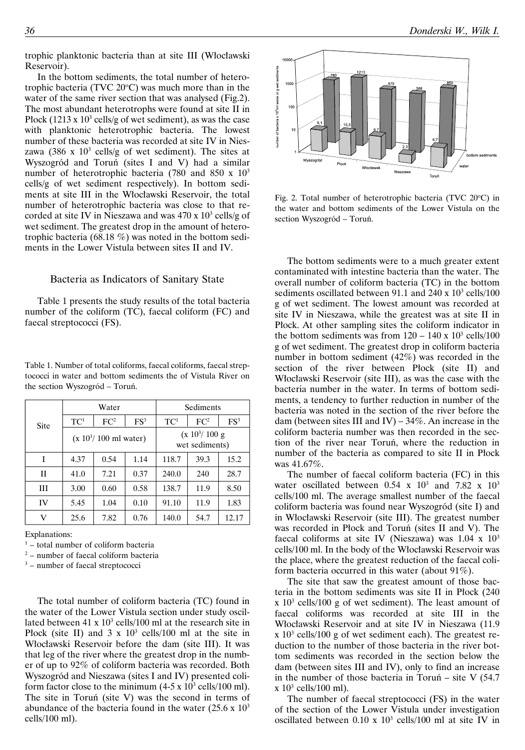trophic planktonic bacteria than at site III (Włocławski Reservoir).

In the bottom sediments, the total number of heterotrophic bacteria (TVC 20°C) was much more than in the water of the same river section that was analysed (Fig.2). The most abundant heterotrophs were found at site II in Płock (1213 x $10^3$ cells/g of wet sediment), as was the case with planktonic heterotrophic bacteria. The lowest number of these bacteria was recorded at site IV in Nieszawa (386 x $10^3$ cells/g of wet sediment). The sites at Wyszogród and Toruń (sites I and V) had a similar number of heterotrophic bacteria (780 and 850 x $10^3$ cells/g of wet sediment respectively). In bottom sediments at site III in the Włocławski Reservoir, the total number of heterotrophic bacteria was close to that recorded at site IV in Nieszawa and was 470 x $10^3$ cells/g of wet sediment. The greatest drop in the amount of heterotrophic bacteria (68.18 %) was noted in the bottom sediments in the Lower Vistula between sites II and IV.

Fig. 2. Total number of heterotrophic bacteria (TVC 20°C) in the water and bottom sediments of the Lower Vistula on the section Wyszogród – Toruń.

## Bacteria as Indicators of Sanitary State

Table 1 presents the study results of the total bacteria number of the coliform (TC), faecal coliform (FC) and faecal streptococci (FS).

Table 1. Number of total coliforms, faecal coliforms, faecal streptococci in water and bottom sediments the of Vistula River on the section Wyszogród – Toruń.

| Site | Water | | | Sediments | | |
|---|---|---|---|---|---|---|
| | TC[1] | FC[2] | FS[3] | TC[1] | FC[2] | FS[3] |
| | (x $10^3$/ 100 ml water) | | | (x $10^3$/ 100 g wet sediments) | | |
| I | 4.37 | 0.54 | 1.14 | 118.7 | 39.3 | 15.2 |
| II | 41.0 | 7.21 | 0.37 | 240.0 | 240 | 28.7 |
| III | 3.00 | 0.60 | 0.58 | 138.7 | 11.9 | 8.50 |
| IV | 5.45 | 1.04 | 0.10 | 91.10 | 11.9 | 1.83 |
| V | 25.6 | 7.82 | 0.76 | 140.0 | 54.7 | 12.17 |

Explanations:

[1] – total number of coliform bacteria

[2] – number of faecal coliform bacteria

[3] – number of faecal streptococci

The total number of coliform bacteria (TC) found in the water of the Lower Vistula section under study oscillated between 41 x $10^3$ cells/100 ml at the research site in Płock (site II) and 3 x $10^3$ cells/100 ml at the site in Włocławski Reservoir before the dam (site III). It was that leg of the river where the greatest drop in the number of up to 92% of coliform bacteria was recorded. Both Wyszogród and Nieszawa (sites I and IV) presented coliform factor close to the minimum (4-5 x $10^3$ cells/100 ml). The site in Toruń (site V) was the second in terms of abundance of the bacteria found in the water (25.6 x $10^3$ cells/100 ml).

The bottom sediments were to a much greater extent contaminated with intestine bacteria than the water. The overall number of coliform bacteria (TC) in the bottom sediments oscillated between 91.1 and 240 x $10^3$ cells/100 g of wet sediment. The lowest amount was recorded at site IV in Nieszawa, while the greatest was at site II in Płock. At other sampling sites the coliform indicator in the bottom sediments was from 120 – 140 x $10^3$ cells/100 g of wet sediment. The greatest drop in coliform bacteria number in bottom sediment (42%) was recorded in the section of the river between Płock (site II) and Włocławski Reservoir (site III), as was the case with the bacteria number in the water. In terms of bottom sediments, a tendency to further reduction in number of the bacteria was noted in the section of the river before the dam (between sites III and IV) – 34%. An increase in the coliform bacteria number was then recorded in the section of the river near Toruń, where the reduction in number of the bacteria as compared to site II in Płock was 41.67%.

The number of faecal coliform bacteria (FC) in this water oscillated between 0.54 x $10^3$ and 7.82 x $10^3$ cells/100 ml. The average smallest number of the faecal coliform bacteria was found near Wyszogród (site I) and in Włocławski Reservoir (site III). The greatest number was recorded in Płock and Toruń (sites II and V). The faecal coliforms at site IV (Nieszawa) was 1.04 x $10^3$ cells/100 ml. In the body of the Włocławski Reservoir was the place, where the greatest reduction of the faecal coliform bacteria occurred in this water (about 91%).

The site that saw the greatest amount of those bacteria in the bottom sediments was site II in Płock (240 x $10^3$ cells/100 g of wet sediment). The least amount of faecal coliforms was recorded at site III in the Włocławski Reservoir and at site IV in Nieszawa (11.9 x $10^3$ cells/100 g of wet sediment each). The greatest reduction to the number of those bacteria in the river bottom sediments was recorded in the section below the dam (between sites III and IV), only to find an increase in the number of those bacteria in Toruń – site V (54.7 x $10^3$ cells/100 ml).

The number of faecal streptococci (FS) in the water of the section of the Lower Vistula under investigation oscillated between 0.10 x $10^3$ cells/100 ml at site IV in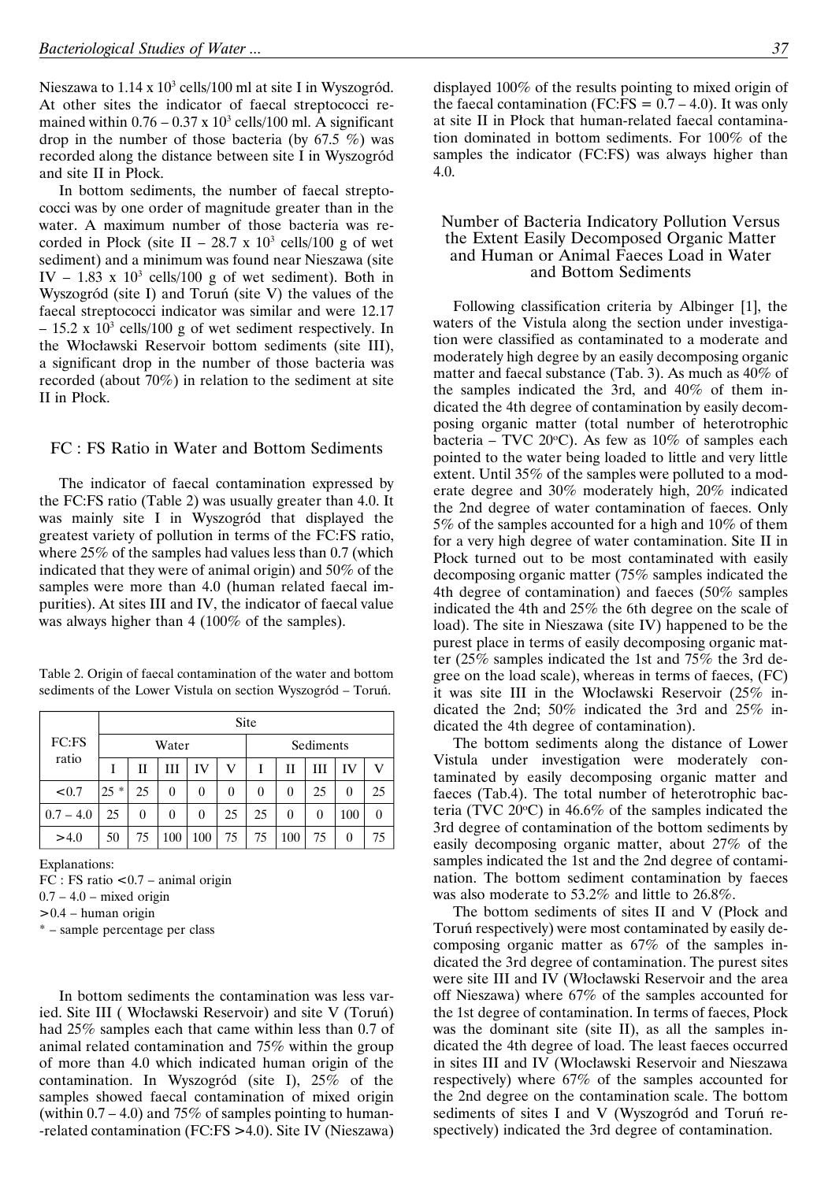Nieszawa to $1.14 \times 10^3$ cells/100 ml at site I in Wyszogród. At other sites the indicator of faecal streptococci remained within $0.76 - 0.37 \times 10^3$ cells/100 ml. A significant drop in the number of those bacteria (by 67.5 %) was recorded along the distance between site I in Wyszogród and site II in Płock.

In bottom sediments, the number of faecal streptococci was by one order of magnitude greater than in the water. A maximum number of those bacteria was recorded in Płock (site II – $28.7 \times 10^3$ cells/100 g of wet sediment) and a minimum was found near Nieszawa (site IV – $1.83 \times 10^3$ cells/100 g of wet sediment). Both in Wyszogród (site I) and Toruń (site V) the values of the faecal streptococci indicator was similar and were 12.17 – $15.2 \times 10^3$ cells/100 g of wet sediment respectively. In the Włocławski Reservoir bottom sediments (site III), a significant drop in the number of those bacteria was recorded (about 70%) in relation to the sediment at site II in Płock.

## FC : FS Ratio in Water and Bottom Sediments

The indicator of faecal contamination expressed by the FC:FS ratio (Table 2) was usually greater than 4.0. It was mainly site I in Wyszogród that displayed the greatest variety of pollution in terms of the FC:FS ratio, where 25% of the samples had values less than 0.7 (which indicated that they were of animal origin) and 50% of the samples were more than 4.0 (human related faecal impurities). At sites III and IV, the indicator of faecal value was always higher than 4 (100% of the samples).

Table 2. Origin of faecal contamination of the water and bottom sediments of the Lower Vistula on section Wyszogród – Toruń.

| FC:FS ratio | Site | | | | | | | | | |
|---|---|---|---|---|---|---|---|---|---|---|
| | Water | | | | | Sediments | | | | |
| | I | II | III | IV | V | I | II | III | IV | V |
| <0.7 | 25 * | 25 | 0 | 0 | 0 | 0 | 0 | 25 | 0 | 25 |
| 0.7 – 4.0 | 25 | 0 | 0 | 0 | 25 | 25 | 0 | 0 | 100 | 0 |
| >4.0 | 50 | 75 | 100 | 100 | 75 | 75 | 100 | 75 | 0 | 75 |

Explanations:
FC : FS ratio <0.7 – animal origin
0.7 – 4.0 – mixed origin
>0.4 – human origin
* – sample percentage per class

In bottom sediments the contamination was less varied. Site III ( Włocławski Reservoir) and site V (Toruń) had 25% samples each that came within less than 0.7 of animal related contamination and 75% within the group of more than 4.0 which indicated human origin of the contamination. In Wyszogród (site I), 25% of the samples showed faecal contamination of mixed origin (within 0.7 – 4.0) and 75% of samples pointing to human-related contamination (FC:FS >4.0). Site IV (Nieszawa) displayed 100% of the results pointing to mixed origin of the faecal contamination (FC:FS = 0.7 – 4.0). It was only at site II in Płock that human-related faecal contamination dominated in bottom sediments. For 100% of the samples the indicator (FC:FS) was always higher than 4.0.

## Number of Bacteria Indicatory Pollution Versus the Extent Easily Decomposed Organic Matter and Human or Animal Faeces Load in Water and Bottom Sediments

Following classification criteria by Albinger [1], the waters of the Vistula along the section under investigation were classified as contaminated to a moderate and moderately high degree by an easily decomposing organic matter and faecal substance (Tab. 3). As much as 40% of the samples indicated the 3rd, and 40% of them indicated the 4th degree of contamination by easily decomposing organic matter (total number of heterotrophic bacteria – TVC 20°C). As few as 10% of samples each pointed to the water being loaded to little and very little extent. Until 35% of the samples were polluted to a moderate degree and 30% moderately high, 20% indicated the 2nd degree of water contamination of faeces. Only 5% of the samples accounted for a high and 10% of them for a very high degree of water contamination. Site II in Płock turned out to be most contaminated with easily decomposing organic matter (75% samples indicated the 4th degree of contamination) and faeces (50% samples indicated the 4th and 25% the 6th degree on the scale of load). The site in Nieszawa (site IV) happened to be the purest place in terms of easily decomposing organic matter (25% samples indicated the 1st and 75% the 3rd degree on the load scale), whereas in terms of faeces, (FC) it was site III in the Włocławski Reservoir (25% indicated the 2nd; 50% indicated the 3rd and 25% indicated the 4th degree of contamination).

The bottom sediments along the distance of Lower Vistula under investigation were moderately contaminated by easily decomposing organic matter and faeces (Tab.4). The total number of heterotrophic bacteria (TVC 20°C) in 46.6% of the samples indicated the 3rd degree of contamination of the bottom sediments by easily decomposing organic matter, about 27% of the samples indicated the 1st and the 2nd degree of contamination. The bottom sediment contamination by faeces was also moderate to 53.2% and little to 26.8%.

The bottom sediments of sites II and V (Płock and Toruń respectively) were most contaminated by easily decomposing organic matter as 67% of the samples indicated the 3rd degree of contamination. The purest sites were site III and IV (Włocławski Reservoir and the area off Nieszawa) where 67% of the samples accounted for the 1st degree of contamination. In terms of faeces, Płock was the dominant site (site II), as all the samples indicated the 4th degree of load. The least faeces occurred in sites III and IV (Włocławski Reservoir and Nieszawa respectively) where 67% of the samples accounted for the 2nd degree on the contamination scale. The bottom sediments of sites I and V (Wyszogród and Toruń respectively) indicated the 3rd degree of contamination.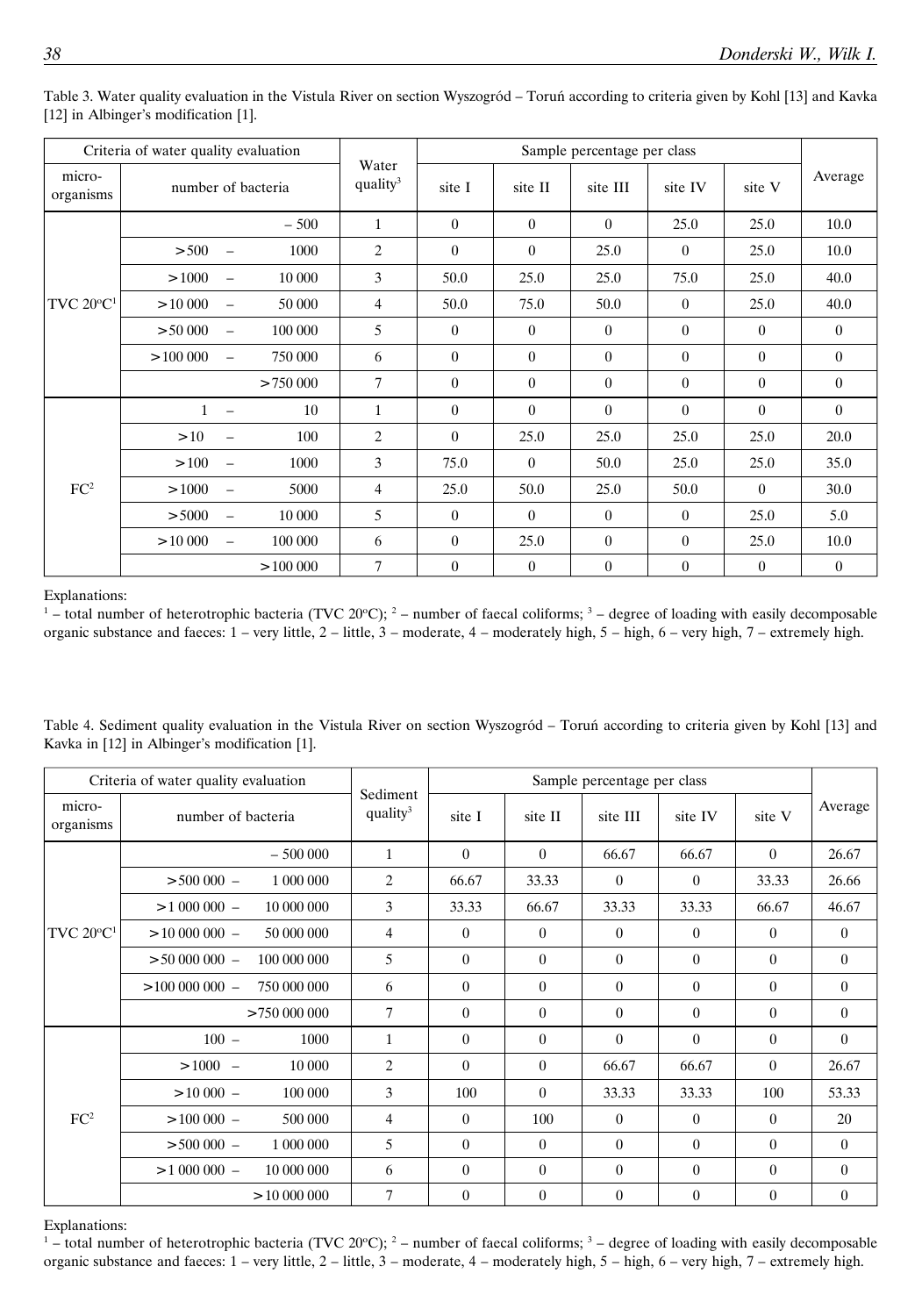Table 3. Water quality evaluation in the Vistula River on section Wyszogród – Toruń according to criteria given by Kohl [13] and Kavka [12] in Albinger's modification [1].

| Criteria of water quality evaluation | | Water quality[3] | Sample percentage per class | | | | | Average |
|---|---|---|---|---|---|---|---|---|
| micro-organisms | number of bacteria | | site I | site II | site III | site IV | site V | |
| TVC 20°C[1] | – 500 | 1 | 0 | 0 | 0 | 25.0 | 25.0 | 10.0 |
| | >500 – 1000 | 2 | 0 | 0 | 25.0 | 0 | 25.0 | 10.0 |
| | >1000 – 10 000 | 3 | 50.0 | 25.0 | 25.0 | 75.0 | 25.0 | 40.0 |
| | >10 000 – 50 000 | 4 | 50.0 | 75.0 | 50.0 | 0 | 25.0 | 40.0 |
| | >50 000 – 100 000 | 5 | 0 | 0 | 0 | 0 | 0 | 0 |
| | >100 000 – 750 000 | 6 | 0 | 0 | 0 | 0 | 0 | 0 |
| | >750 000 | 7 | 0 | 0 | 0 | 0 | 0 | 0 |
| FC[2] | 1 – 10 | 1 | 0 | 0 | 0 | 0 | 0 | 0 |
| | >10 – 100 | 2 | 0 | 25.0 | 25.0 | 25.0 | 25.0 | 20.0 |
| | >100 – 1000 | 3 | 75.0 | 0 | 50.0 | 25.0 | 25.0 | 35.0 |
| | >1000 – 5000 | 4 | 25.0 | 50.0 | 25.0 | 50.0 | 0 | 30.0 |
| | >5000 – 10 000 | 5 | 0 | 0 | 0 | 0 | 25.0 | 5.0 |
| | >10 000 – 100 000 | 6 | 0 | 25.0 | 0 | 0 | 25.0 | 10.0 |
| | >100 000 | 7 | 0 | 0 | 0 | 0 | 0 | 0 |

Explanations:
[1] – total number of heterotrophic bacteria (TVC 20°C); [2] – number of faecal coliforms; [3] – degree of loading with easily decomposable organic substance and faeces: 1 – very little, 2 – little, 3 – moderate, 4 – moderately high, 5 – high, 6 – very high, 7 – extremely high.

Table 4. Sediment quality evaluation in the Vistula River on section Wyszogród – Toruń according to criteria given by Kohl [13] and Kavka in [12] in Albinger's modification [1].

| Criteria of water quality evaluation | | Sediment quality[3] | Sample percentage per class | | | | | Average |
|---|---|---|---|---|---|---|---|---|
| micro-organisms | number of bacteria | | site I | site II | site III | site IV | site V | |
| TVC 20°C[1] | – 500 000 | 1 | 0 | 0 | 66.67 | 66.67 | 0 | 26.67 |
| | >500 000 – 1 000 000 | 2 | 66.67 | 33.33 | 0 | 0 | 33.33 | 26.66 |
| | >1 000 000 – 10 000 000 | 3 | 33.33 | 66.67 | 33.33 | 33.33 | 66.67 | 46.67 |
| | >10 000 000 – 50 000 000 | 4 | 0 | 0 | 0 | 0 | 0 | 0 |
| | >50 000 000 – 100 000 000 | 5 | 0 | 0 | 0 | 0 | 0 | 0 |
| | >100 000 000 – 750 000 000 | 6 | 0 | 0 | 0 | 0 | 0 | 0 |
| | >750 000 000 | 7 | 0 | 0 | 0 | 0 | 0 | 0 |
| FC[2] | 100 – 1000 | 1 | 0 | 0 | 0 | 0 | 0 | 0 |
| | >1000 – 10 000 | 2 | 0 | 0 | 66.67 | 66.67 | 0 | 26.67 |
| | >10 000 – 100 000 | 3 | 100 | 0 | 33.33 | 33.33 | 100 | 53.33 |
| | >100 000 – 500 000 | 4 | 0 | 100 | 0 | 0 | 0 | 20 |
| | >500 000 – 1 000 000 | 5 | 0 | 0 | 0 | 0 | 0 | 0 |
| | >1 000 000 – 10 000 000 | 6 | 0 | 0 | 0 | 0 | 0 | 0 |
| | >10 000 000 | 7 | 0 | 0 | 0 | 0 | 0 | 0 |

Explanations:
[1] – total number of heterotrophic bacteria (TVC 20°C); [2] – number of faecal coliforms; [3] – degree of loading with easily decomposable organic substance and faeces: 1 – very little, 2 – little, 3 – moderate, 4 – moderately high, 5 – high, 6 – very high, 7 – extremely high.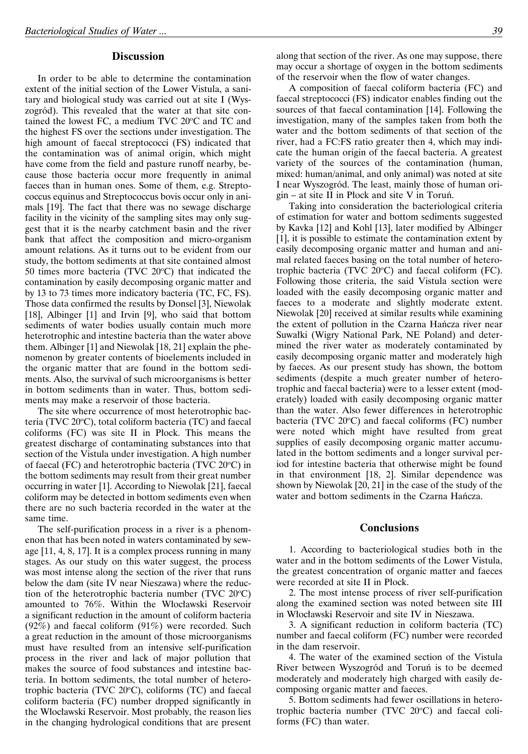## Discussion

In order to be able to determine the contamination extent of the initial section of the Lower Vistula, a sanitary and biological study was carried out at site I (Wyszogród). This revealed that the water at that site contained the lowest FC, a medium TVC 20°C and TC and the highest FS over the sections under investigation. The high amount of faecal streptococci (FS) indicated that the contamination was of animal origin, which might have come from the field and pasture runoff nearby, because those bacteria occur more frequently in animal faeces than in human ones. Some of them, e.g. Streptococcus equinus and Streptococcus bovis occur only in animals [19]. The fact that there was no sewage discharge facility in the vicinity of the sampling sites may only suggest that it is the nearby catchment basin and the river bank that affect the composition and micro-organism amount relations. As it turns out to be evident from our study, the bottom sediments at that site contained almost 50 times more bacteria (TVC 20°C) that indicated the contamination by easily decomposing organic matter and by 13 to 73 times more indicatory bacteria (TC, FC, FS). Those data confirmed the results by Donsel [3], Niewolak [18], Albinger [1] and Irvin [9], who said that bottom sediments of water bodies usually contain much more heterotrophic and intestine bacteria than the water above them. Albinger [1] and Niewolak [18, 21] explain the phenomenon by greater contents of bioelements included in the organic matter that are found in the bottom sediments. Also, the survival of such microorganisms is better in bottom sediments than in water. Thus, bottom sediments may make a reservoir of those bacteria.

The site where occurrence of most heterotrophic bacteria (TVC 20°C), total coliform bacteria (TC) and faecal coliforms (FC) was site II in Płock. This means the greatest discharge of contaminating substances into that section of the Vistula under investigation. A high number of faecal (FC) and heterotrophic bacteria (TVC 20°C) in the bottom sediments may result from their great number occurring in water [1]. According to Niewolak [21], faecal coliform may be detected in bottom sediments even when there are no such bacteria recorded in the water at the same time.

The self-purification process in a river is a phenomenon that has been noted in waters contaminated by sewage [11, 4, 8, 17]. It is a complex process running in many stages. As our study on this water suggest, the process was most intense along the section of the river that runs below the dam (site IV near Nieszawa) where the reduction of the heterotrophic bacteria number (TVC 20°C) amounted to 76%. Within the Włocławski Reservoir a significant reduction in the amount of coliform bacteria (92%) and faecal coliform (91%) were recorded. Such a great reduction in the amount of those microorganisms must have resulted from an intensive self-purification process in the river and lack of major pollution that makes the source of food substances and intestine bacteria. In bottom sediments, the total number of heterotrophic bacteria (TVC 20°C), coliforms (TC) and faecal coliform bacteria (FC) number dropped significantly in the Włocławski Reservoir. Most probably, the reason lies in the changing hydrological conditions that are present along that section of the river. As one may suppose, there may occur a shortage of oxygen in the bottom sediments of the reservoir when the flow of water changes.

A composition of faecal coliform bacteria (FC) and faecal streptococci (FS) indicator enables finding out the sources of that faecal contamination [14]. Following the investigation, many of the samples taken from both the water and the bottom sediments of that section of the river, had a FC:FS ratio greater then 4, which may indicate the human origin of the faecal bacteria. A greatest variety of the sources of the contamination (human, mixed: human/animal, and only animal) was noted at site I near Wyszogród. The least, mainly those of human origin – at site II in Płock and site V in Toruń.

Taking into consideration the bacteriological criteria of estimation for water and bottom sediments suggested by Kavka [12] and Kohl [13], later modified by Albinger [1], it is possible to estimate the contamination extent by easily decomposing organic matter and human and animal related faeces basing on the total number of heterotrophic bacteria (TVC 20°C) and faecal coliform (FC). Following those criteria, the said Vistula section were loaded with the easily decomposing organic matter and faeces to a moderate and slightly moderate extent. Niewolak [20] received at similar results while examining the extent of pollution in the Czarna Hańcza river near Suwałki (Wigry National Park, NE Poland) and determined the river water as moderately contaminated by easily decomposing organic matter and moderately high by faeces. As our present study has shown, the bottom sediments (despite a much greater number of heterotrophic and faecal bacteria) were to a lesser extent (moderately) loaded with easily decomposing organic matter than the water. Also fewer differences in heterotrophic bacteria (TVC 20°C) and faecal coliforms (FC) number were noted which might have resulted from great supplies of easily decomposing organic matter accumulated in the bottom sediments and a longer survival period for intestine bacteria that otherwise might be found in that environment [18, 2]. Similar dependence was shown by Niewolak [20, 21] in the case of the study of the water and bottom sediments in the Czarna Hańcza.

## Conclusions

1. According to bacteriological studies both in the water and in the bottom sediments of the Lower Vistula, the greatest concentration of organic matter and faeces were recorded at site II in Płock.

2. The most intense process of river self-purification along the examined section was noted between site III in Włocławski Reservoir and site IV in Nieszawa.

3. A significant reduction in coliform bacteria (TC) number and faecal coliform (FC) number were recorded in the dam reservoir.

4. The water of the examined section of the Vistula River between Wyszogród and Toruń is to be deemed moderately and moderately high charged with easily decomposing organic matter and faeces.

5. Bottom sediments had fewer oscillations in heterotrophic bacteria number (TVC 20°C) and faecal coliforms (FC) than water.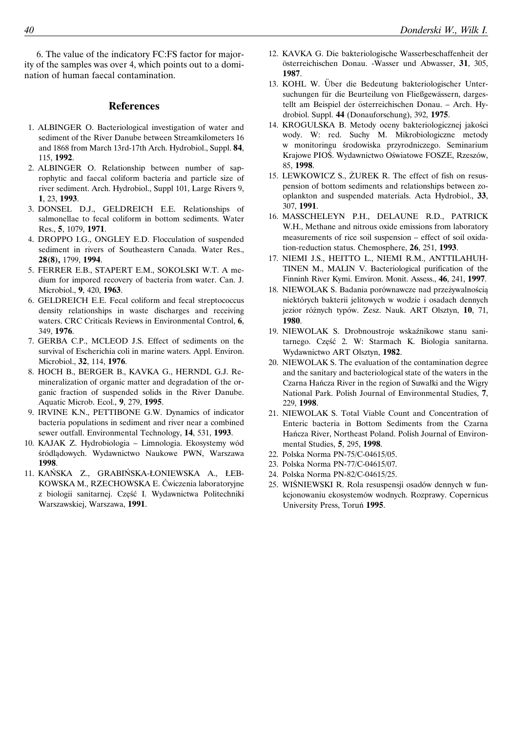6. The value of the indicatory FC:FS factor for majority of the samples was over 4, which points out to a domination of human faecal contamination.

## References

1. ALBINGER O. Bacteriological investigation of water and sediment of the River Danube between Streamkilometers 16 and 1868 from March 13rd-17th Arch. Hydrobiol., Suppl. **84**, 115, **1992**.
2. ALBINGER O. Relationship between number of saprophytic and faecal coliform bacteria and particle size of river sediment. Arch. Hydrobiol., Suppl 101, Large Rivers 9, **1**, 23, **1993**.
3. DONSEL D.J., GELDREICH E.E. Relationships of salmonellae to fecal coliform in bottom sediments. Water Res., **5**, 1079, **1971**.
4. DROPPO I.G., ONGLEY E.D. Flocculation of suspended sediment in rivers of Southeastern Canada. Water Res., **28(8),** 1799, **1994**.
5. FERRER E.B., STAPERT E.M., SOKOLSKI W.T. A medium for impored recovery of bacteria from water. Can. J. Microbiol., **9**, 420, **1963**.
6. GELDREICH E.E. Fecal coliform and fecal streptococcus density relationships in waste discharges and receiving waters. CRC Criticals Reviews in Environmental Control, **6**, 349, **1976**.
7. GERBA C.P., MCLEOD J.S. Effect of sediments on the survival of Escherichia coli in marine waters. Appl. Environ. Microbiol., **32**, 114, **1976**.
8. HOCH B., BERGER B., KAVKA G., HERNDL G.J. Remineralization of organic matter and degradation of the organic fraction of suspended solids in the River Danube. Aquatic Microb. Ecol., **9**, 279, **1995**.
9. IRVINE K.N., PETTIBONE G.W. Dynamics of indicator bacteria populations in sediment and river near a combined sewer outfall. Environmental Technology, **14**, 531, **1993**.
10. KAJAK Z. Hydrobiologia – Limnologia. Ekosystemy wód śródlądowych. Wydawnictwo Naukowe PWN, Warszawa **1998**.
11. KAŃSKA Z., GRABIŃSKA-ŁONIEWSKA A., ŁEBKOWSKA M., RZECHOWSKA E. Ćwiczenia laboratoryjne z biologii sanitarnej. Część I. Wydawnictwa Politechniki Warszawskiej, Warszawa, **1991**.
12. KAVKA G. Die bakteriologische Wasserbeschaffenheit der österreichischen Donau. -Wasser und Abwasser, **31**, 305, **1987**.
13. KOHL W. Über die Bedeutung bakteriologischer Untersuchungen für die Beurteilung von Fließgewässern, dargestellt am Beispiel der österreichischen Donau. – Arch. Hydrobiol. Suppl. **44** (Donauforschung), 392, **1975**.
14. KROGULSKA B. Metody oceny bakteriologicznej jakości wody. W: red. Suchy M. Mikrobiologiczne metody w monitoringu środowiska przyrodniczego. Seminarium Krajowe PIOŚ. Wydawnictwo Oświatowe FOSZE, Rzeszów, 85, **1998**.
15. LEWKOWICZ S., ŻUREK R. The effect of fish on resuspension of bottom sediments and relationships between zooplankton and suspended materials. Acta Hydrobiol., **33**, 307, **1991**.
16. MASSCHELEYN P.H., DELAUNE R.D., PATRICK W.H., Methane and nitrous oxide emissions from laboratory measurements of rice soil suspension – effect of soil oxidation-reduction status. Chemosphere, **26**, 251, **1993**.
17. NIEMI J.S., HEITTO L., NIEMI R.M., ANTTILAHUHTINEN M., MALIN V. Bacteriological purification of the Finninh River Kymi. Environ. Monit. Assess., **46**, 241, **1997**.
18. NIEWOLAK S. Badania porównawcze nad przeżywalnością niektórych bakterii jelitowych w wodzie i osadach dennych jezior różnych typów. Zesz. Nauk. ART Olsztyn, **10**, 71, **1980**.
19. NIEWOLAK S. Drobnoustroje wskaźnikowe stanu sanitarnego. Część 2. W: Starmach K. Biologia sanitarna. Wydawnictwo ART Olsztyn, **1982**.
20. NIEWOLAK S. The evaluation of the contamination degree and the sanitary and bacteriological state of the waters in the Czarna Hańcza River in the region of Suwałki and the Wigry National Park. Polish Journal of Environmental Studies, **7**, 229, **1998**.
21. NIEWOLAK S. Total Viable Count and Concentration of Enteric bacteria in Bottom Sediments from the Czarna Hańcza River, Northeast Poland. Polish Journal of Environmental Studies, **5**, 295, **1998**.
22. Polska Norma PN-75/C-04615/05.
23. Polska Norma PN-77/C-04615/07.
24. Polska Norma PN-82/C-04615/25.
25. WIŚNIEWSKI R. Rola resuspensji osadów dennych w funkcjonowaniu ekosystemów wodnych. Rozprawy. Copernicus University Press, Toruń **1995**.